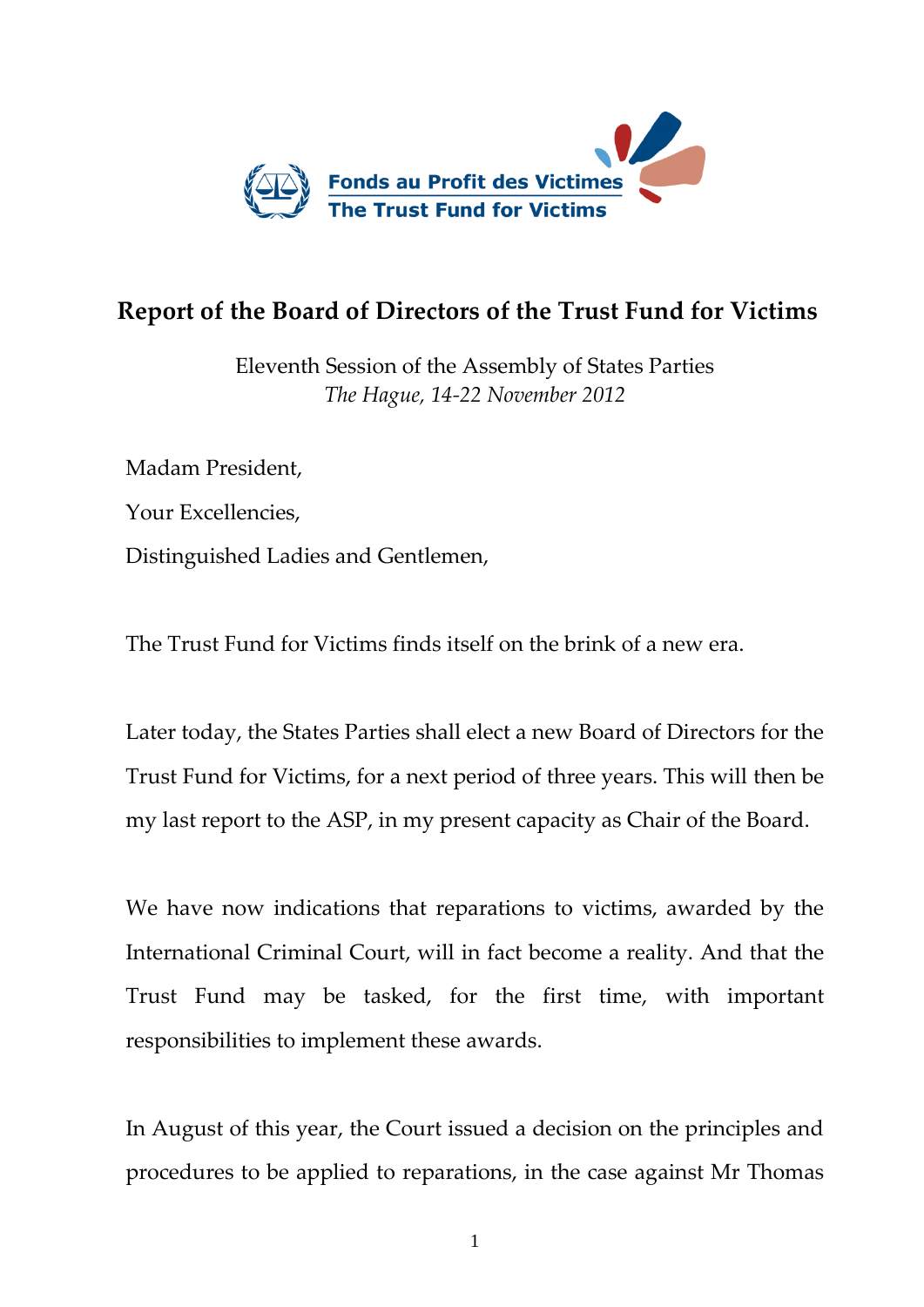Fonds au Profit des Victimes
The Trust Fund for Victims

# Report of the Board of Directors of the Trust Fund for Victims

Eleventh Session of the Assembly of States Parties
*The Hague, 14-22 November 2012*

Madam President,

Your Excellencies,

Distinguished Ladies and Gentlemen,

The Trust Fund for Victims finds itself on the brink of a new era.

Later today, the States Parties shall elect a new Board of Directors for the Trust Fund for Victims, for a next period of three years. This will then be my last report to the ASP, in my present capacity as Chair of the Board.

We have now indications that reparations to victims, awarded by the International Criminal Court, will in fact become a reality. And that the Trust Fund may be tasked, for the first time, with important responsibilities to implement these awards.

In August of this year, the Court issued a decision on the principles and procedures to be applied to reparations, in the case against Mr Thomas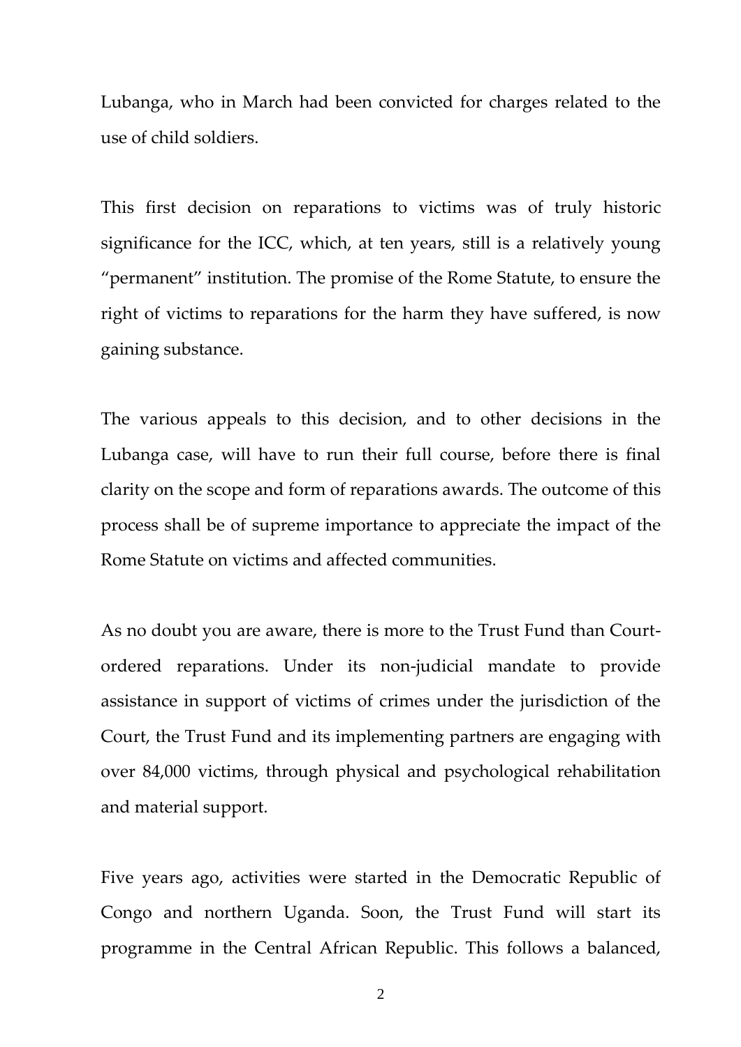Lubanga, who in March had been convicted for charges related to the use of child soldiers.

This first decision on reparations to victims was of truly historic significance for the ICC, which, at ten years, still is a relatively young "permanent" institution. The promise of the Rome Statute, to ensure the right of victims to reparations for the harm they have suffered, is now gaining substance.

The various appeals to this decision, and to other decisions in the Lubanga case, will have to run their full course, before there is final clarity on the scope and form of reparations awards. The outcome of this process shall be of supreme importance to appreciate the impact of the Rome Statute on victims and affected communities.

As no doubt you are aware, there is more to the Trust Fund than Court-ordered reparations. Under its non-judicial mandate to provide assistance in support of victims of crimes under the jurisdiction of the Court, the Trust Fund and its implementing partners are engaging with over 84,000 victims, through physical and psychological rehabilitation and material support.

Five years ago, activities were started in the Democratic Republic of Congo and northern Uganda. Soon, the Trust Fund will start its programme in the Central African Republic. This follows a balanced,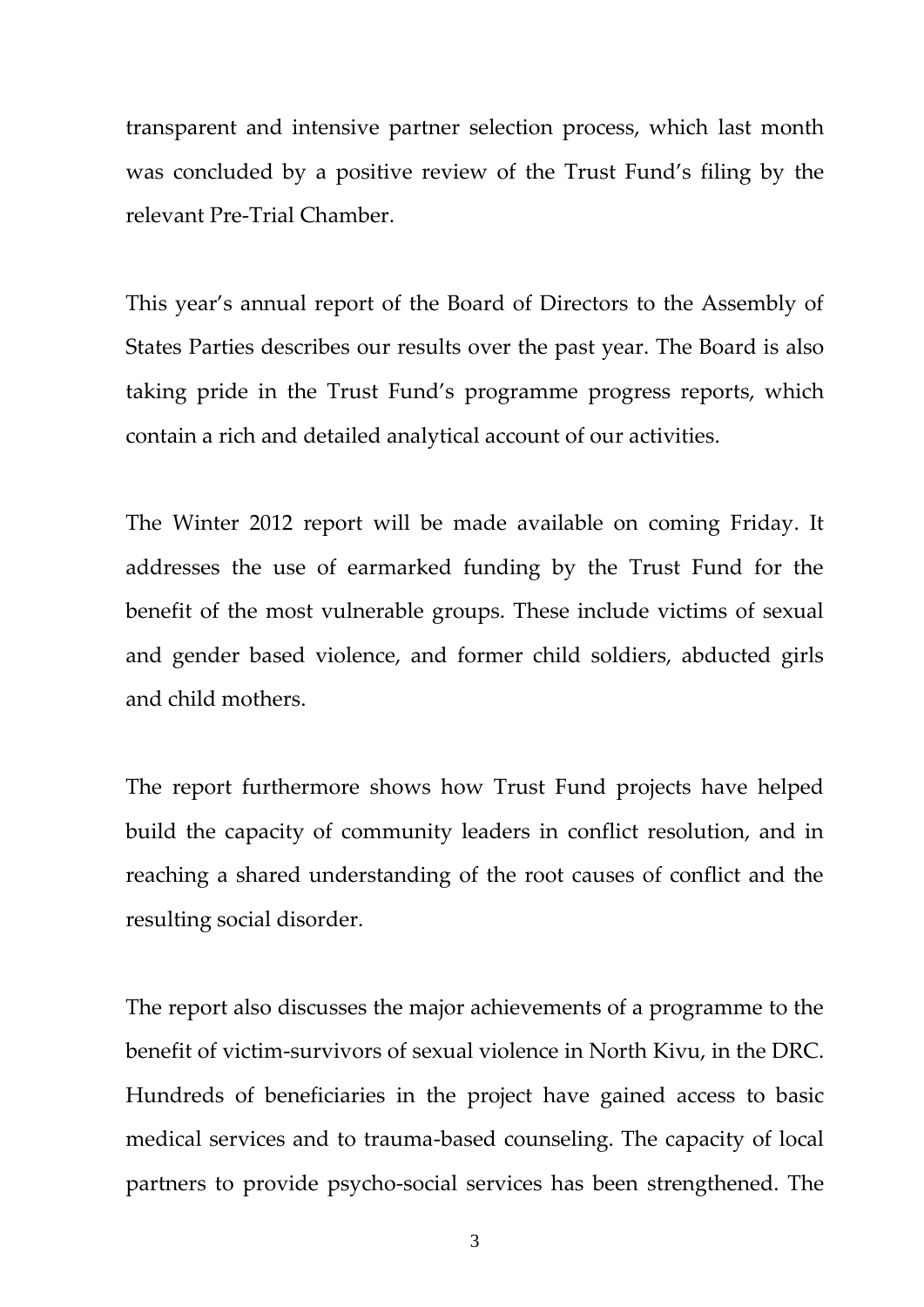transparent and intensive partner selection process, which last month was concluded by a positive review of the Trust Fund's filing by the relevant Pre-Trial Chamber.

This year's annual report of the Board of Directors to the Assembly of States Parties describes our results over the past year. The Board is also taking pride in the Trust Fund's programme progress reports, which contain a rich and detailed analytical account of our activities.

The Winter 2012 report will be made available on coming Friday. It addresses the use of earmarked funding by the Trust Fund for the benefit of the most vulnerable groups. These include victims of sexual and gender based violence, and former child soldiers, abducted girls and child mothers.

The report furthermore shows how Trust Fund projects have helped build the capacity of community leaders in conflict resolution, and in reaching a shared understanding of the root causes of conflict and the resulting social disorder.

The report also discusses the major achievements of a programme to the benefit of victim-survivors of sexual violence in North Kivu, in the DRC. Hundreds of beneficiaries in the project have gained access to basic medical services and to trauma-based counseling. The capacity of local partners to provide psycho-social services has been strengthened. The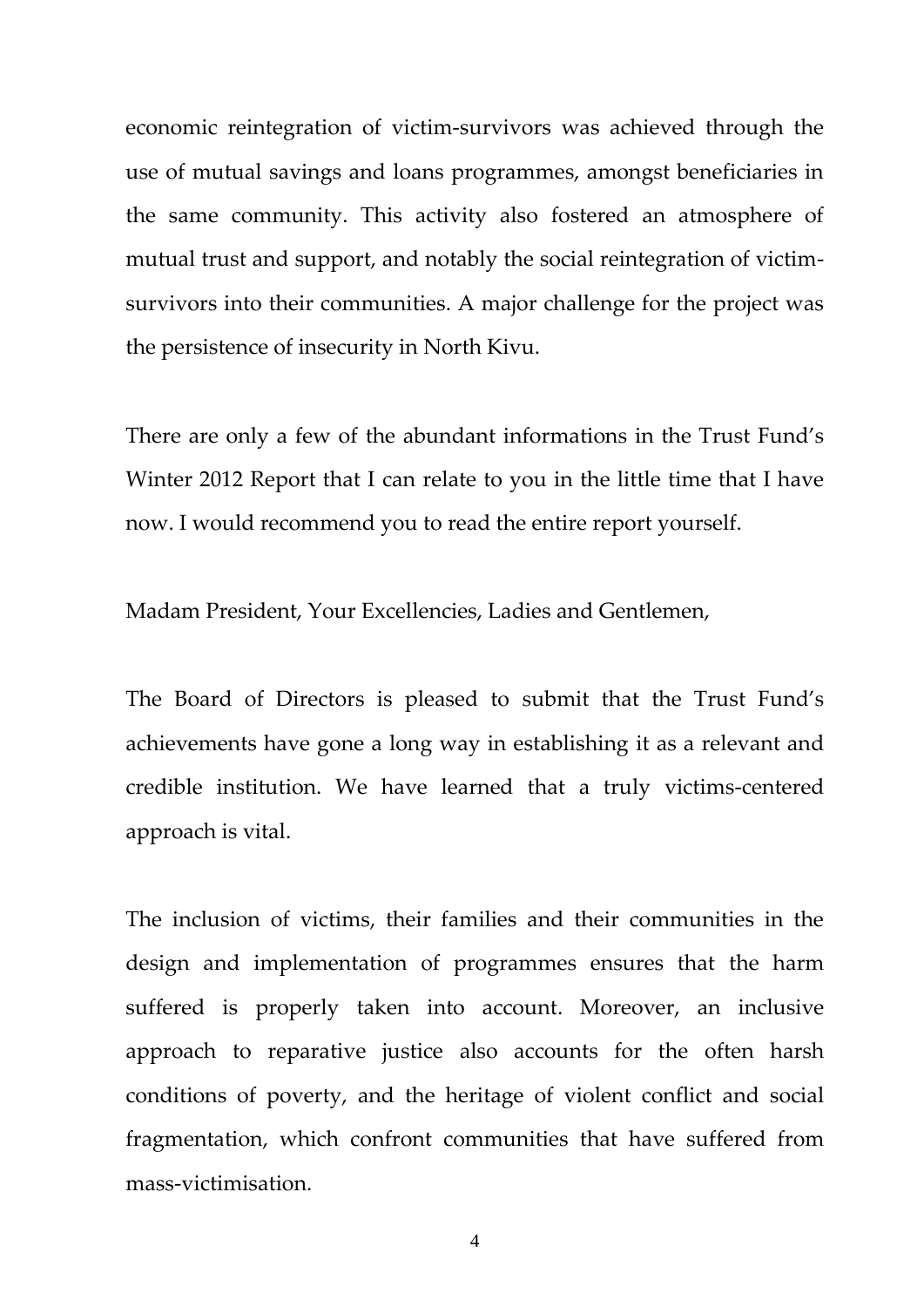economic reintegration of victim-survivors was achieved through the use of mutual savings and loans programmes, amongst beneficiaries in the same community. This activity also fostered an atmosphere of mutual trust and support, and notably the social reintegration of victim-survivors into their communities. A major challenge for the project was the persistence of insecurity in North Kivu.

There are only a few of the abundant informations in the Trust Fund's Winter 2012 Report that I can relate to you in the little time that I have now. I would recommend you to read the entire report yourself.

Madam President, Your Excellencies, Ladies and Gentlemen,

The Board of Directors is pleased to submit that the Trust Fund's achievements have gone a long way in establishing it as a relevant and credible institution. We have learned that a truly victims-centered approach is vital.

The inclusion of victims, their families and their communities in the design and implementation of programmes ensures that the harm suffered is properly taken into account. Moreover, an inclusive approach to reparative justice also accounts for the often harsh conditions of poverty, and the heritage of violent conflict and social fragmentation, which confront communities that have suffered from mass-victimisation.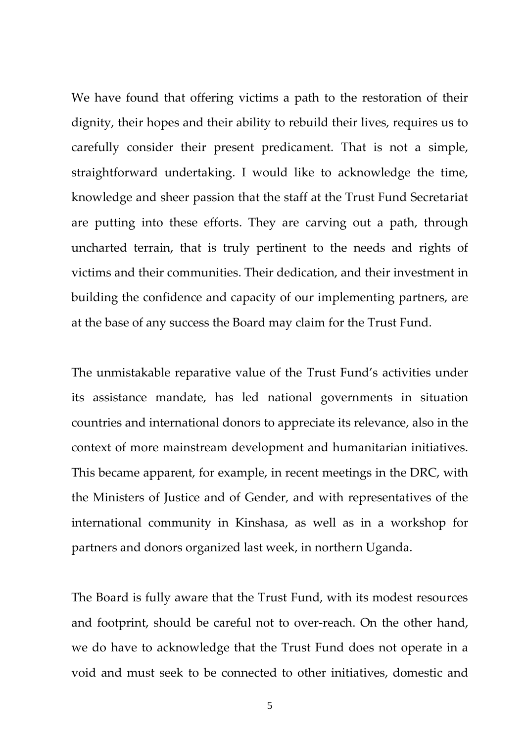We have found that offering victims a path to the restoration of their dignity, their hopes and their ability to rebuild their lives, requires us to carefully consider their present predicament. That is not a simple, straightforward undertaking. I would like to acknowledge the time, knowledge and sheer passion that the staff at the Trust Fund Secretariat are putting into these efforts. They are carving out a path, through uncharted terrain, that is truly pertinent to the needs and rights of victims and their communities. Their dedication, and their investment in building the confidence and capacity of our implementing partners, are at the base of any success the Board may claim for the Trust Fund.

The unmistakable reparative value of the Trust Fund's activities under its assistance mandate, has led national governments in situation countries and international donors to appreciate its relevance, also in the context of more mainstream development and humanitarian initiatives. This became apparent, for example, in recent meetings in the DRC, with the Ministers of Justice and of Gender, and with representatives of the international community in Kinshasa, as well as in a workshop for partners and donors organized last week, in northern Uganda.

The Board is fully aware that the Trust Fund, with its modest resources and footprint, should be careful not to over-reach. On the other hand, we do have to acknowledge that the Trust Fund does not operate in a void and must seek to be connected to other initiatives, domestic and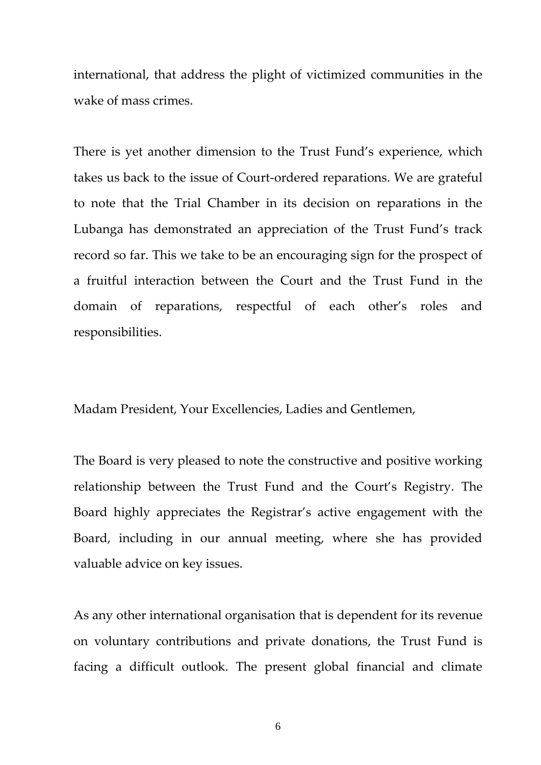international, that address the plight of victimized communities in the wake of mass crimes.

There is yet another dimension to the Trust Fund's experience, which takes us back to the issue of Court-ordered reparations. We are grateful to note that the Trial Chamber in its decision on reparations in the Lubanga has demonstrated an appreciation of the Trust Fund's track record so far. This we take to be an encouraging sign for the prospect of a fruitful interaction between the Court and the Trust Fund in the domain of reparations, respectful of each other's roles and responsibilities.

Madam President, Your Excellencies, Ladies and Gentlemen,

The Board is very pleased to note the constructive and positive working relationship between the Trust Fund and the Court's Registry. The Board highly appreciates the Registrar's active engagement with the Board, including in our annual meeting, where she has provided valuable advice on key issues.

As any other international organisation that is dependent for its revenue on voluntary contributions and private donations, the Trust Fund is facing a difficult outlook. The present global financial and climate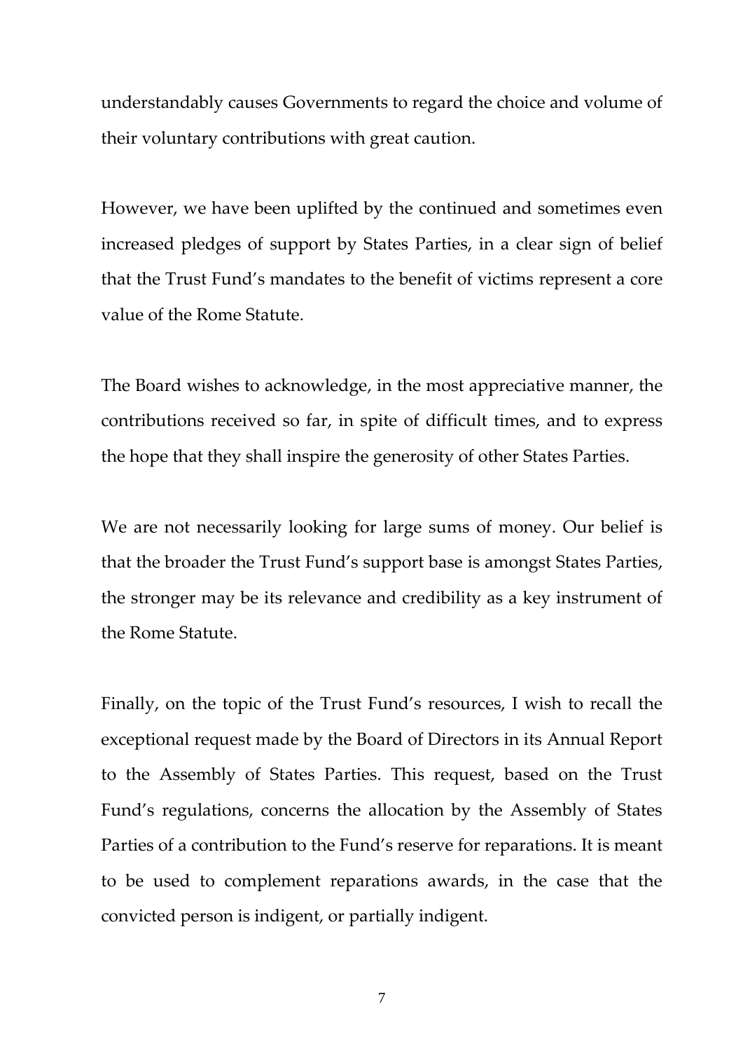understandably causes Governments to regard the choice and volume of their voluntary contributions with great caution.

However, we have been uplifted by the continued and sometimes even increased pledges of support by States Parties, in a clear sign of belief that the Trust Fund's mandates to the benefit of victims represent a core value of the Rome Statute.

The Board wishes to acknowledge, in the most appreciative manner, the contributions received so far, in spite of difficult times, and to express the hope that they shall inspire the generosity of other States Parties.

We are not necessarily looking for large sums of money. Our belief is that the broader the Trust Fund's support base is amongst States Parties, the stronger may be its relevance and credibility as a key instrument of the Rome Statute.

Finally, on the topic of the Trust Fund's resources, I wish to recall the exceptional request made by the Board of Directors in its Annual Report to the Assembly of States Parties. This request, based on the Trust Fund's regulations, concerns the allocation by the Assembly of States Parties of a contribution to the Fund's reserve for reparations. It is meant to be used to complement reparations awards, in the case that the convicted person is indigent, or partially indigent.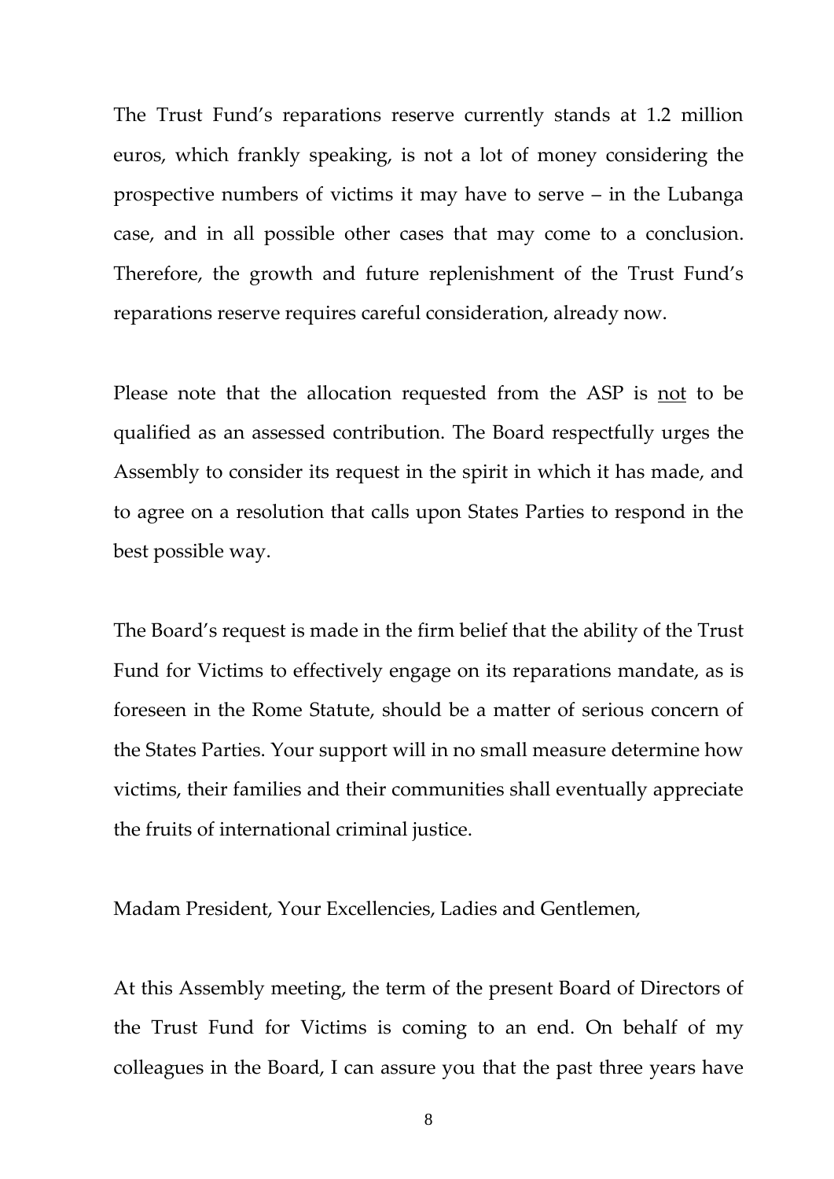The Trust Fund's reparations reserve currently stands at 1.2 million euros, which frankly speaking, is not a lot of money considering the prospective numbers of victims it may have to serve – in the Lubanga case, and in all possible other cases that may come to a conclusion. Therefore, the growth and future replenishment of the Trust Fund's reparations reserve requires careful consideration, already now.

Please note that the allocation requested from the ASP is <u>not</u> to be qualified as an assessed contribution. The Board respectfully urges the Assembly to consider its request in the spirit in which it has made, and to agree on a resolution that calls upon States Parties to respond in the best possible way.

The Board's request is made in the firm belief that the ability of the Trust Fund for Victims to effectively engage on its reparations mandate, as is foreseen in the Rome Statute, should be a matter of serious concern of the States Parties. Your support will in no small measure determine how victims, their families and their communities shall eventually appreciate the fruits of international criminal justice.

Madam President, Your Excellencies, Ladies and Gentlemen,

At this Assembly meeting, the term of the present Board of Directors of the Trust Fund for Victims is coming to an end. On behalf of my colleagues in the Board, I can assure you that the past three years have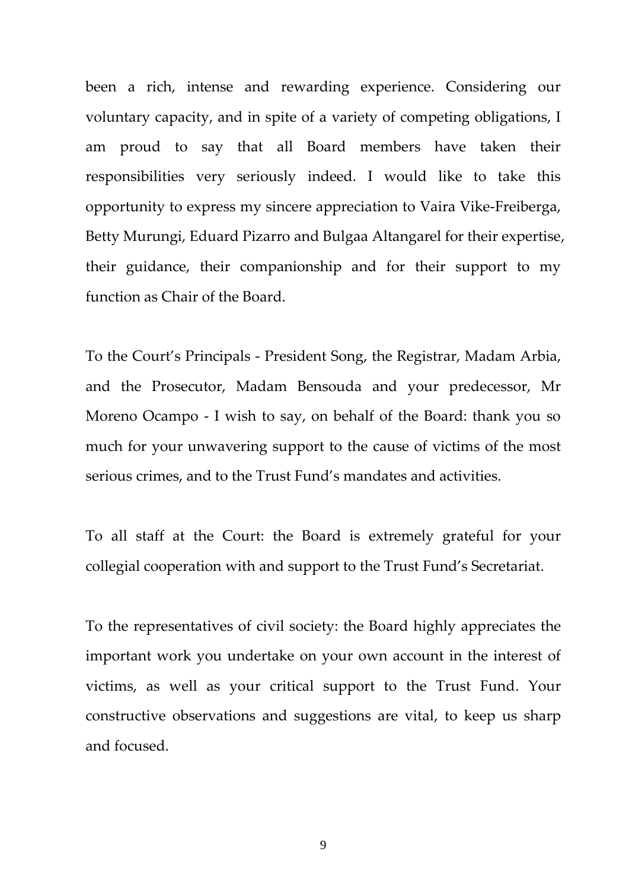been a rich, intense and rewarding experience. Considering our voluntary capacity, and in spite of a variety of competing obligations, I am proud to say that all Board members have taken their responsibilities very seriously indeed. I would like to take this opportunity to express my sincere appreciation to Vaira Vike-Freiberga, Betty Murungi, Eduard Pizarro and Bulgaa Altangarel for their expertise, their guidance, their companionship and for their support to my function as Chair of the Board.

To the Court's Principals - President Song, the Registrar, Madam Arbia, and the Prosecutor, Madam Bensouda and your predecessor, Mr Moreno Ocampo - I wish to say, on behalf of the Board: thank you so much for your unwavering support to the cause of victims of the most serious crimes, and to the Trust Fund's mandates and activities.

To all staff at the Court: the Board is extremely grateful for your collegial cooperation with and support to the Trust Fund's Secretariat.

To the representatives of civil society: the Board highly appreciates the important work you undertake on your own account in the interest of victims, as well as your critical support to the Trust Fund. Your constructive observations and suggestions are vital, to keep us sharp and focused.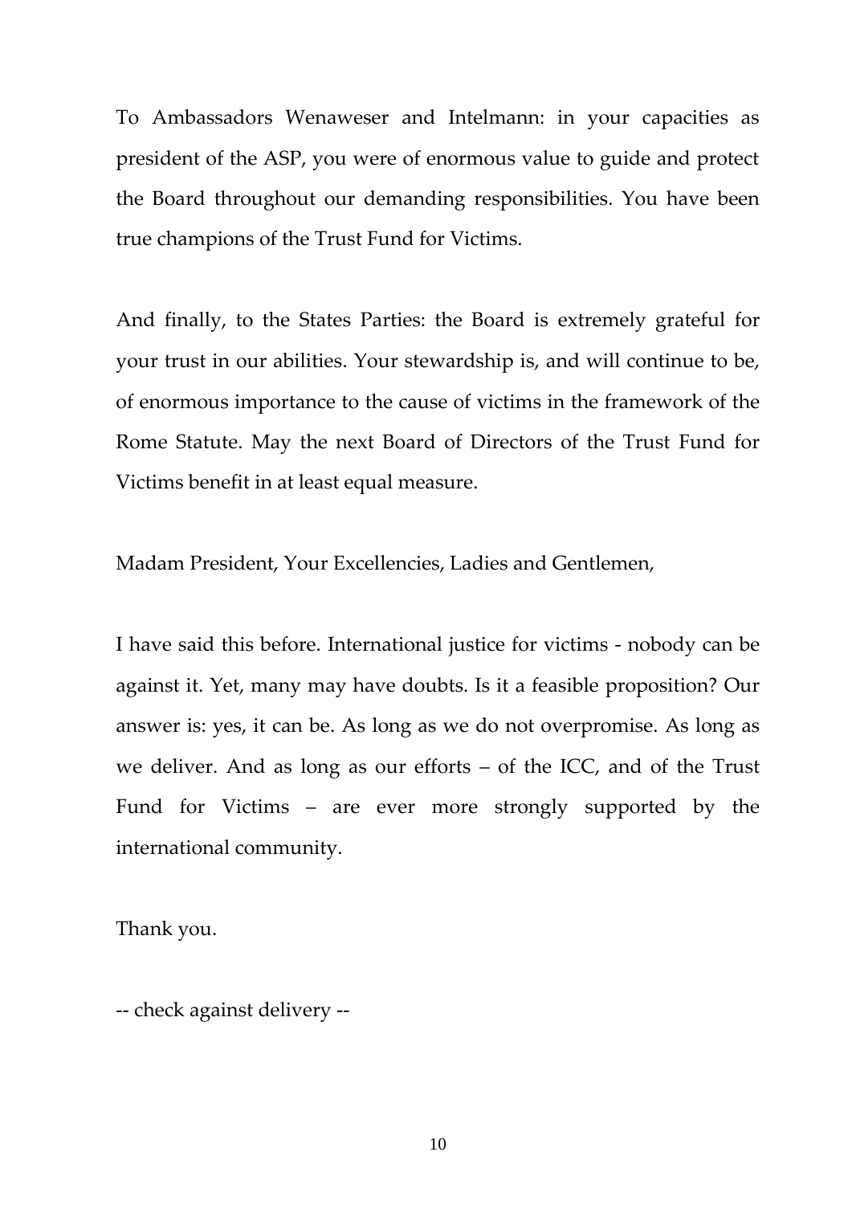To Ambassadors Wenaweser and Intelmann: in your capacities as president of the ASP, you were of enormous value to guide and protect the Board throughout our demanding responsibilities. You have been true champions of the Trust Fund for Victims.

And finally, to the States Parties: the Board is extremely grateful for your trust in our abilities. Your stewardship is, and will continue to be, of enormous importance to the cause of victims in the framework of the Rome Statute. May the next Board of Directors of the Trust Fund for Victims benefit in at least equal measure.

Madam President, Your Excellencies, Ladies and Gentlemen,

I have said this before. International justice for victims - nobody can be against it. Yet, many may have doubts. Is it a feasible proposition? Our answer is: yes, it can be. As long as we do not overpromise. As long as we deliver. And as long as our efforts – of the ICC, and of the Trust Fund for Victims – are ever more strongly supported by the international community.

Thank you.

-- check against delivery --